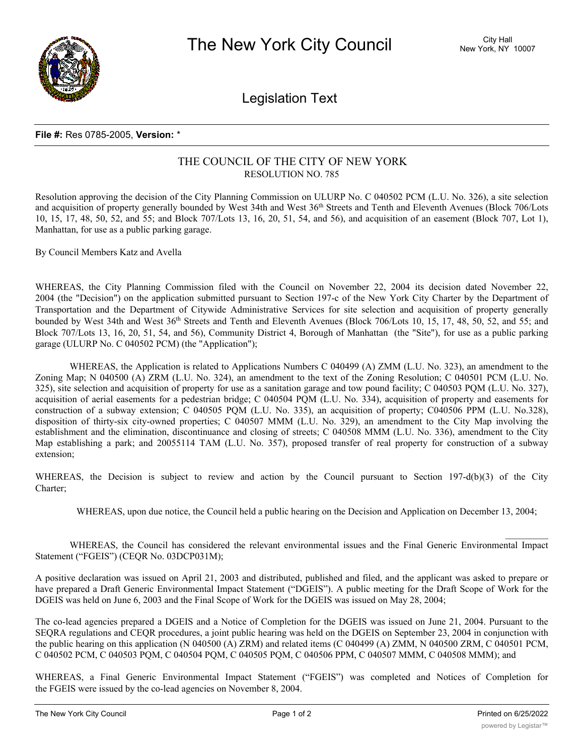# The New York City Council

City Hall
New York, NY 10007

## Legislation Text

**File #:** Res 0785-2005, **Version:** *

THE COUNCIL OF THE CITY OF NEW YORK
RESOLUTION NO. 785

Resolution approving the decision of the City Planning Commission on ULURP No. C 040502 PCM (L.U. No. 326), a site selection and acquisition of property generally bounded by West 34th and West 36th Streets and Tenth and Eleventh Avenues (Block 706/Lots 10, 15, 17, 48, 50, 52, and 55; and Block 707/Lots 13, 16, 20, 51, 54, and 56), and acquisition of an easement (Block 707, Lot 1), Manhattan, for use as a public parking garage.

By Council Members Katz and Avella

WHEREAS, the City Planning Commission filed with the Council on November 22, 2004 its decision dated November 22, 2004 (the "Decision") on the application submitted pursuant to Section 197-c of the New York City Charter by the Department of Transportation and the Department of Citywide Administrative Services for site selection and acquisition of property generally bounded by West 34th and West 36th Streets and Tenth and Eleventh Avenues (Block 706/Lots 10, 15, 17, 48, 50, 52, and 55; and Block 707/Lots 13, 16, 20, 51, 54, and 56), Community District 4, Borough of Manhattan (the "Site"), for use as a public parking garage (ULURP No. C 040502 PCM) (the "Application");

WHEREAS, the Application is related to Applications Numbers C 040499 (A) ZMM (L.U. No. 323), an amendment to the Zoning Map; N 040500 (A) ZRM (L.U. No. 324), an amendment to the text of the Zoning Resolution; C 040501 PCM (L.U. No. 325), site selection and acquisition of property for use as a sanitation garage and tow pound facility; C 040503 PQM (L.U. No. 327), acquisition of aerial easements for a pedestrian bridge; C 040504 PQM (L.U. No. 334), acquisition of property and easements for construction of a subway extension; C 040505 PQM (L.U. No. 335), an acquisition of property; C040506 PPM (L.U. No.328), disposition of thirty-six city-owned properties; C 040507 MMM (L.U. No. 329), an amendment to the City Map involving the establishment and the elimination, discontinuance and closing of streets; C 040508 MMM (L.U. No. 336), amendment to the City Map establishing a park; and 20055114 TAM (L.U. No. 357), proposed transfer of real property for construction of a subway extension;

WHEREAS, the Decision is subject to review and action by the Council pursuant to Section 197-d(b)(3) of the City Charter;

WHEREAS, upon due notice, the Council held a public hearing on the Decision and Application on December 13, 2004;

WHEREAS, the Council has considered the relevant environmental issues and the Final Generic Environmental Impact Statement ("FGEIS") (CEQR No. 03DCP031M);

A positive declaration was issued on April 21, 2003 and distributed, published and filed, and the applicant was asked to prepare or have prepared a Draft Generic Environmental Impact Statement ("DGEIS"). A public meeting for the Draft Scope of Work for the DGEIS was held on June 6, 2003 and the Final Scope of Work for the DGEIS was issued on May 28, 2004;

The co-lead agencies prepared a DGEIS and a Notice of Completion for the DGEIS was issued on June 21, 2004. Pursuant to the SEQRA regulations and CEQR procedures, a joint public hearing was held on the DGEIS on September 23, 2004 in conjunction with the public hearing on this application (N 040500 (A) ZRM) and related items (C 040499 (A) ZMM, N 040500 ZRM, C 040501 PCM, C 040502 PCM, C 040503 PQM, C 040504 PQM, C 040505 PQM, C 040506 PPM, C 040507 MMM, C 040508 MMM); and

WHEREAS, a Final Generic Environmental Impact Statement ("FGEIS") was completed and Notices of Completion for the FGEIS were issued by the co-lead agencies on November 8, 2004.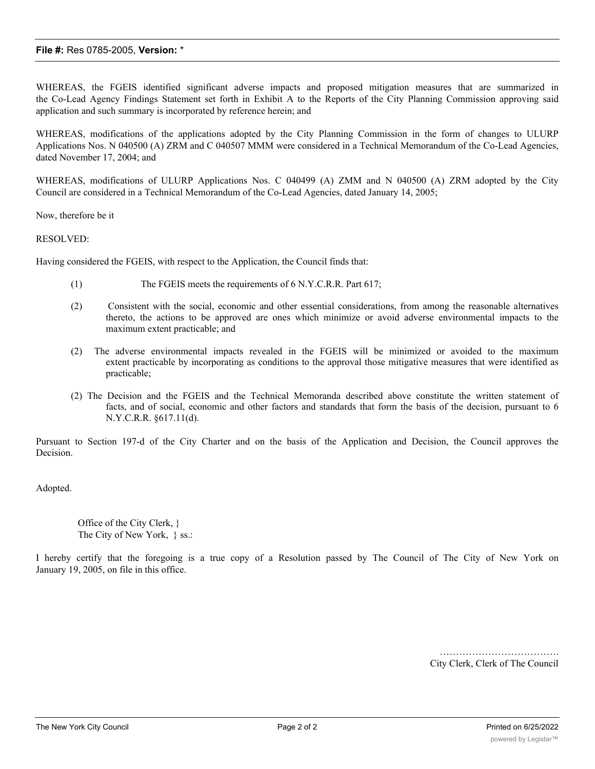WHEREAS, the FGEIS identified significant adverse impacts and proposed mitigation measures that are summarized in the Co-Lead Agency Findings Statement set forth in Exhibit A to the Reports of the City Planning Commission approving said application and such summary is incorporated by reference herein; and

WHEREAS, modifications of the applications adopted by the City Planning Commission in the form of changes to ULURP Applications Nos. N 040500 (A) ZRM and C 040507 MMM were considered in a Technical Memorandum of the Co-Lead Agencies, dated November 17, 2004; and

WHEREAS, modifications of ULURP Applications Nos. C 040499 (A) ZMM and N 040500 (A) ZRM adopted by the City Council are considered in a Technical Memorandum of the Co-Lead Agencies, dated January 14, 2005;

Now, therefore be it

RESOLVED:

Having considered the FGEIS, with respect to the Application, the Council finds that:

(1) The FGEIS meets the requirements of 6 N.Y.C.R.R. Part 617;

(2) Consistent with the social, economic and other essential considerations, from among the reasonable alternatives thereto, the actions to be approved are ones which minimize or avoid adverse environmental impacts to the maximum extent practicable; and

(2) The adverse environmental impacts revealed in the FGEIS will be minimized or avoided to the maximum extent practicable by incorporating as conditions to the approval those mitigative measures that were identified as practicable;

(2) The Decision and the FGEIS and the Technical Memoranda described above constitute the written statement of facts, and of social, economic and other factors and standards that form the basis of the decision, pursuant to 6 N.Y.C.R.R. §617.11(d).

Pursuant to Section 197-d of the City Charter and on the basis of the Application and Decision, the Council approves the Decision.

Adopted.

Office of the City Clerk, }
The City of New York, } ss.:

I hereby certify that the foregoing is a true copy of a Resolution passed by The Council of The City of New York on January 19, 2005, on file in this office.

……………………………….
City Clerk, Clerk of The Council